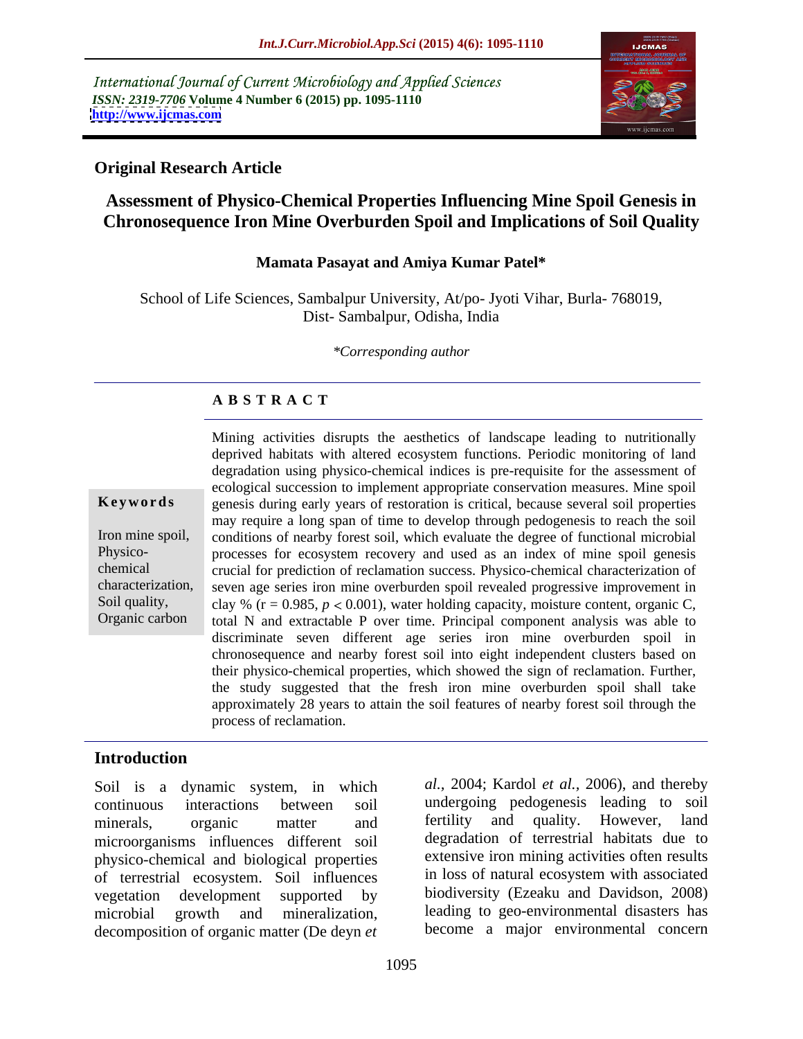International Journal of Current Microbiology and Applied Sciences
*ISSN: 2319-7706* **Volume 4 Number 6 (2015) pp. 1095-1110**
**http://www.ijcmas.com**

**Original Research Article**

# Assessment of Physico-Chemical Properties Influencing Mine Spoil Genesis in Chronosequence Iron Mine Overburden Spoil and Implications of Soil Quality

**Mamata Pasayat and Amiya Kumar Patel***

School of Life Sciences, Sambalpur University, At/po- Jyoti Vihar, Burla- 768019, Dist- Sambalpur, Odisha, India

*\*Corresponding author*

**A B S T R A C T**

**Keywords**

Iron mine spoil, Physico-chemical characterization, Soil quality, Organic carbon

Mining activities disrupts the aesthetics of landscape leading to nutritionally deprived habitats with altered ecosystem functions. Periodic monitoring of land degradation using physico-chemical indices is pre-requisite for the assessment of ecological succession to implement appropriate conservation measures. Mine spoil genesis during early years of restoration is critical, because several soil properties may require a long span of time to develop through pedogenesis to reach the soil conditions of nearby forest soil, which evaluate the degree of functional microbial processes for ecosystem recovery and used as an index of mine spoil genesis crucial for prediction of reclamation success. Physico-chemical characterization of seven age series iron mine overburden spoil revealed progressive improvement in clay % ($r = 0.985$, $p < 0.001$), water holding capacity, moisture content, organic C, total N and extractable P over time. Principal component analysis was able to discriminate seven different age series iron mine overburden spoil in chronosequence and nearby forest soil into eight independent clusters based on their physico-chemical properties, which showed the sign of reclamation. Further, the study suggested that the fresh iron mine overburden spoil shall take approximately 28 years to attain the soil features of nearby forest soil through the process of reclamation.

## Introduction

Soil is a dynamic system, in which continuous interactions between soil minerals, organic matter and microorganisms influences different soil physico-chemical and biological properties of terrestrial ecosystem. Soil influences vegetation development supported by microbial growth and mineralization, decomposition of organic matter (De deyn *et al.*, 2004; Kardol *et al.*, 2006), and thereby undergoing pedogenesis leading to soil fertility and quality. However, land degradation of terrestrial habitats due to extensive iron mining activities often results in loss of natural ecosystem with associated biodiversity (Ezeaku and Davidson, 2008) leading to geo-environmental disasters has become a major environmental concern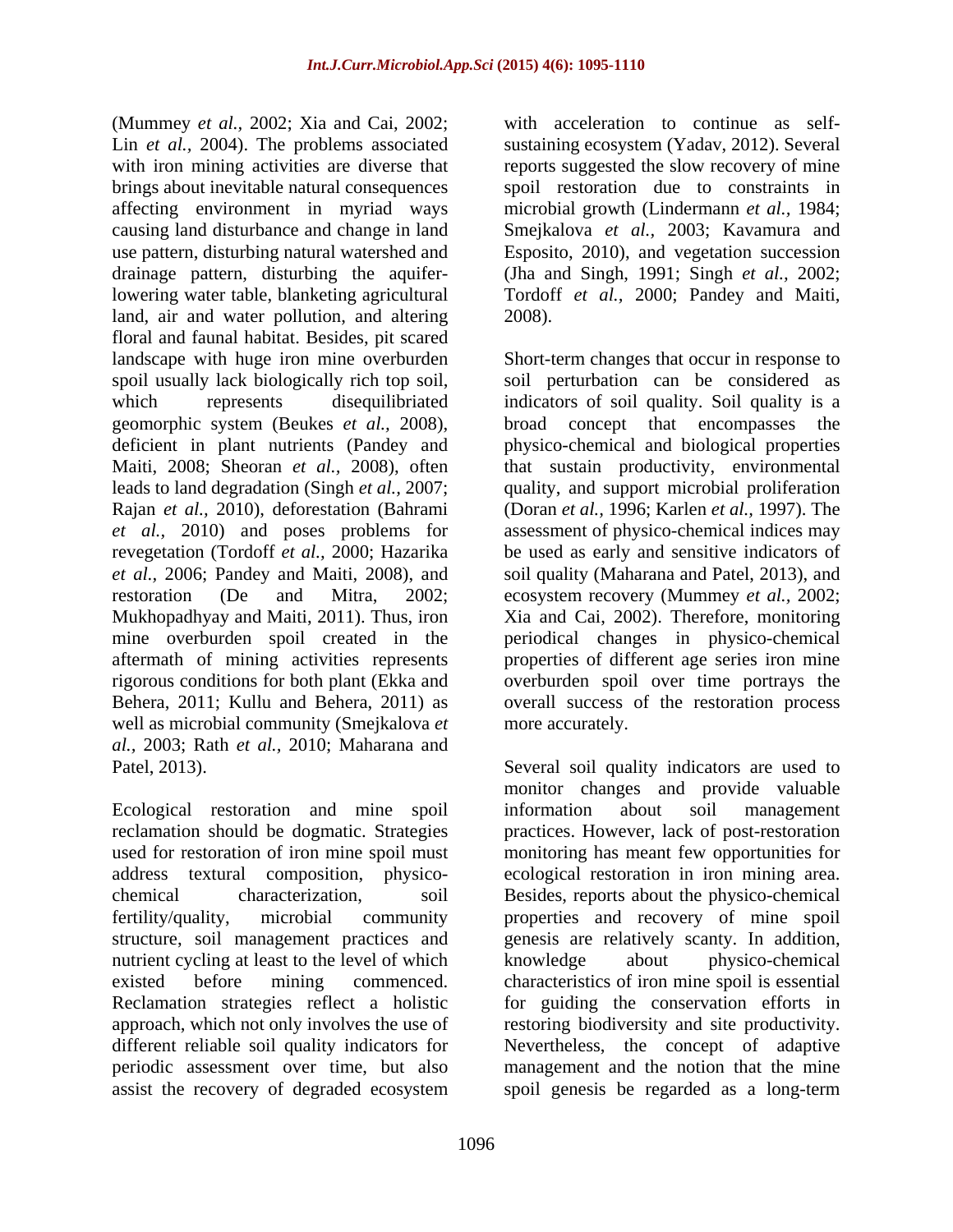(Mummey *et al.,* 2002; Xia and Cai, 2002; Lin *et al.,* 2004). The problems associated with iron mining activities are diverse that brings about inevitable natural consequences affecting environment in myriad ways causing land disturbance and change in land use pattern, disturbing natural watershed and drainage pattern, disturbing the aquifer-lowering water table, blanketing agricultural land, air and water pollution, and altering floral and faunal habitat. Besides, pit scared landscape with huge iron mine overburden spoil usually lack biologically rich top soil, which represents disequilibriated geomorphic system (Beukes *et al.,* 2008), deficient in plant nutrients (Pandey and Maiti, 2008; Sheoran *et al.,* 2008), often leads to land degradation (Singh *et al.,* 2007; Rajan *et al.,* 2010), deforestation (Bahrami *et al.,* 2010) and poses problems for revegetation (Tordoff *et al.,* 2000; Hazarika *et al.,* 2006; Pandey and Maiti, 2008), and restoration (De and Mitra, 2002; Mukhopadhyay and Maiti, 2011). Thus, iron mine overburden spoil created in the aftermath of mining activities represents rigorous conditions for both plant (Ekka and Behera, 2011; Kullu and Behera, 2011) as well as microbial community (Smejkalova *et al.,* 2003; Rath *et al.,* 2010; Maharana and Patel, 2013).

Ecological restoration and mine spoil reclamation should be dogmatic. Strategies used for restoration of iron mine spoil must address textural composition, physico-chemical characterization, soil fertility/quality, microbial community structure, soil management practices and nutrient cycling at least to the level of which existed before mining commenced. Reclamation strategies reflect a holistic approach, which not only involves the use of different reliable soil quality indicators for periodic assessment over time, but also assist the recovery of degraded ecosystem with acceleration to continue as self-sustaining ecosystem (Yadav, 2012). Several reports suggested the slow recovery of mine spoil restoration due to constraints in microbial growth (Lindermann *et al.,* 1984; Smejkalova *et al.,* 2003; Kavamura and Esposito, 2010), and vegetation succession (Jha and Singh, 1991; Singh *et al.,* 2002; Tordoff *et al.,* 2000; Pandey and Maiti, 2008).

Short-term changes that occur in response to soil perturbation can be considered as indicators of soil quality. Soil quality is a broad concept that encompasses the physico-chemical and biological properties that sustain productivity, environmental quality, and support microbial proliferation (Doran *et al.,* 1996; Karlen *et al.,* 1997). The assessment of physico-chemical indices may be used as early and sensitive indicators of soil quality (Maharana and Patel, 2013), and ecosystem recovery (Mummey *et al.,* 2002; Xia and Cai, 2002). Therefore, monitoring periodical changes in physico-chemical properties of different age series iron mine overburden spoil over time portrays the overall success of the restoration process more accurately.

Several soil quality indicators are used to monitor changes and provide valuable information about soil management practices. However, lack of post-restoration monitoring has meant few opportunities for ecological restoration in iron mining area. Besides, reports about the physico-chemical properties and recovery of mine spoil genesis are relatively scanty. In addition, knowledge about physico-chemical characteristics of iron mine spoil is essential for guiding the conservation efforts in restoring biodiversity and site productivity. Nevertheless, the concept of adaptive management and the notion that the mine spoil genesis be regarded as a long-term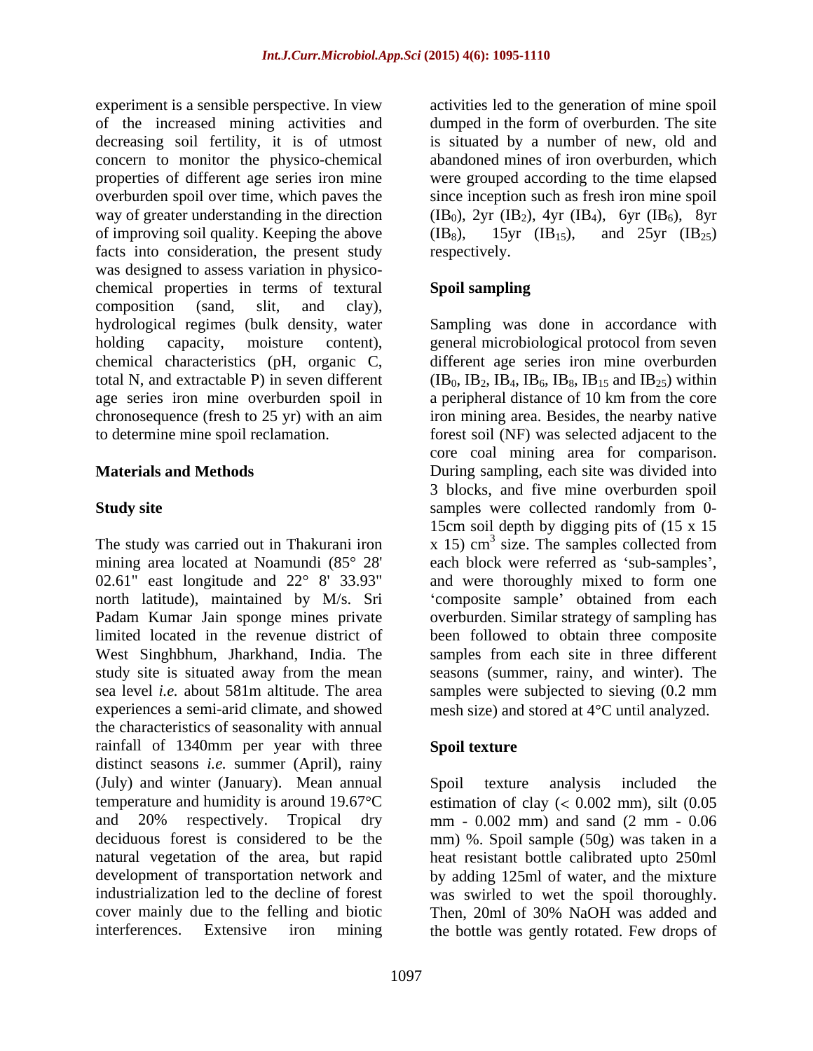experiment is a sensible perspective. In view of the increased mining activities and decreasing soil fertility, it is of utmost concern to monitor the physico-chemical properties of different age series iron mine overburden spoil over time, which paves the way of greater understanding in the direction of improving soil quality. Keeping the above facts into consideration, the present study was designed to assess variation in physico-chemical properties in terms of textural composition (sand, slit, and clay), hydrological regimes (bulk density, water holding capacity, moisture content), chemical characteristics (pH, organic C, total N, and extractable P) in seven different age series iron mine overburden spoil in chronosequence (fresh to 25 yr) with an aim to determine mine spoil reclamation.

## Materials and Methods

### Study site

The study was carried out in Thakurani iron mining area located at Noamundi (85° 28' 02.61" east longitude and 22° 8' 33.93" north latitude), maintained by M/s. Sri Padam Kumar Jain sponge mines private limited located in the revenue district of West Singhbhum, Jharkhand, India. The study site is situated away from the mean sea level *i.e.* about 581m altitude. The area experiences a semi-arid climate, and showed the characteristics of seasonality with annual rainfall of 1340mm per year with three distinct seasons *i.e.* summer (April), rainy (July) and winter (January). Mean annual temperature and humidity is around 19.67°C and 20% respectively. Tropical dry deciduous forest is considered to be the natural vegetation of the area, but rapid development of transportation network and industrialization led to the decline of forest cover mainly due to the felling and biotic interferences. Extensive iron mining activities led to the generation of mine spoil dumped in the form of overburden. The site is situated by a number of new, old and abandoned mines of iron overburden, which were grouped according to the time elapsed since inception such as fresh iron mine spoil ($IB_0$), 2yr ($IB_2$), 4yr ($IB_4$), 6yr ($IB_6$), 8yr ($IB_8$), 15yr ($IB_{15}$), and 25yr ($IB_{25}$) respectively.

### Spoil sampling

Sampling was done in accordance with general microbiological protocol from seven different age series iron mine overburden ($IB_0$, $IB_2$, $IB_4$, $IB_6$, $IB_8$, $IB_{15}$ and $IB_{25}$) within a peripheral distance of 10 km from the core iron mining area. Besides, the nearby native forest soil (NF) was selected adjacent to the core coal mining area for comparison. During sampling, each site was divided into 3 blocks, and five mine overburden spoil samples were collected randomly from 0-15cm soil depth by digging pits of (15 x 15 x 15) $cm^3$ size. The samples collected from each block were referred as 'sub-samples', and were thoroughly mixed to form one 'composite sample' obtained from each overburden. Similar strategy of sampling has been followed to obtain three composite samples from each site in three different seasons (summer, rainy, and winter). The samples were subjected to sieving (0.2 mm mesh size) and stored at 4°C until analyzed.

### Spoil texture

Spoil texture analysis included the estimation of clay (< 0.002 mm), silt (0.05 mm - 0.002 mm) and sand (2 mm - 0.06 mm) %. Spoil sample (50g) was taken in a heat resistant bottle calibrated upto 250ml by adding 125ml of water, and the mixture was swirled to wet the spoil thoroughly. Then, 20ml of 30% NaOH was added and the bottle was gently rotated. Few drops of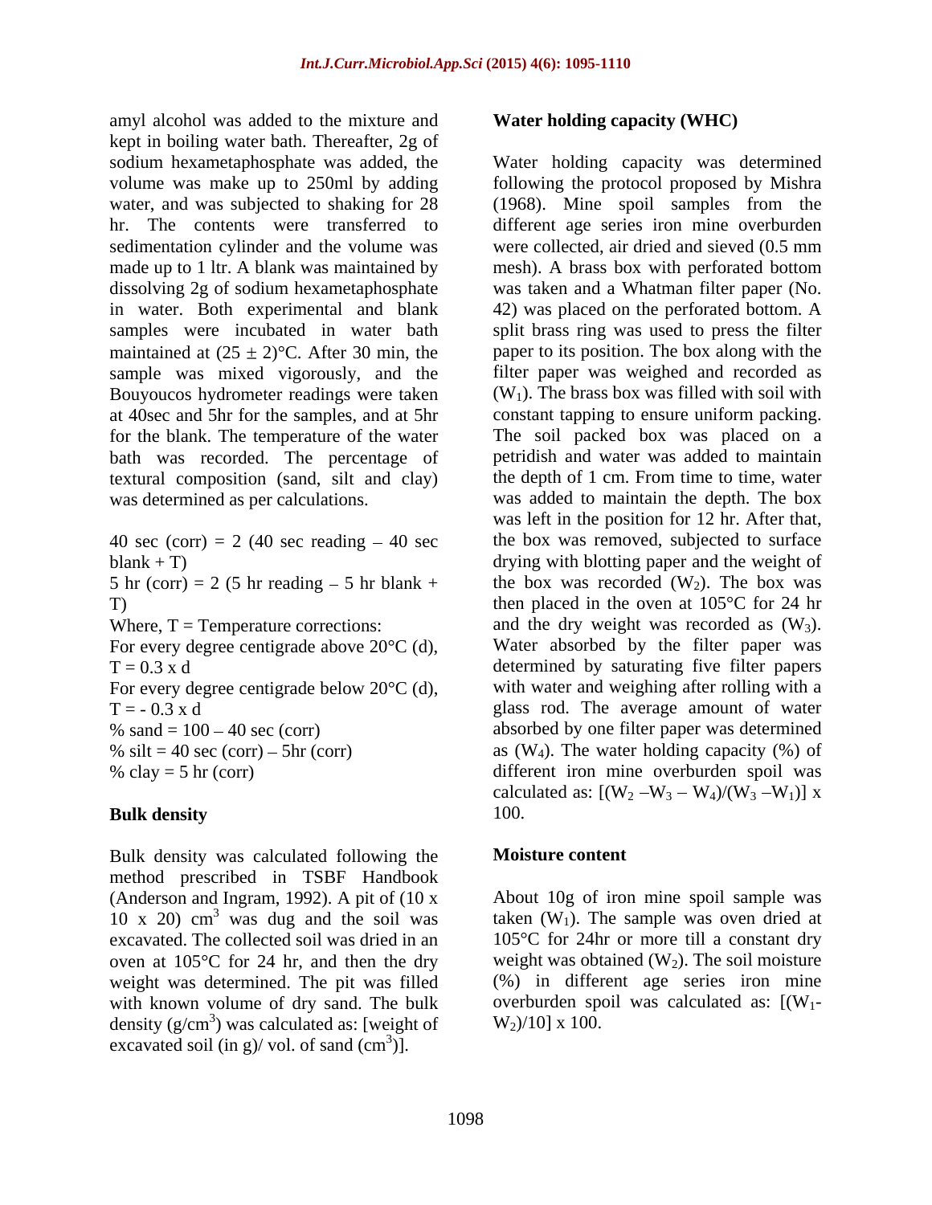amyl alcohol was added to the mixture and kept in boiling water bath. Thereafter, 2g of sodium hexametaphosphate was added, the volume was make up to 250ml by adding water, and was subjected to shaking for 28 hr. The contents were transferred to sedimentation cylinder and the volume was made up to 1 ltr. A blank was maintained by dissolving 2g of sodium hexametaphosphate in water. Both experimental and blank samples were incubated in water bath maintained at $(25 \pm 2)$°C. After 30 min, the sample was mixed vigorously, and the Bouyoucos hydrometer readings were taken at 40sec and 5hr for the samples, and at 5hr for the blank. The temperature of the water bath was recorded. The percentage of textural composition (sand, silt and clay) was determined as per calculations.

40 sec (corr) = 2 (40 sec reading – 40 sec blank + T)

5 hr (corr) = 2 (5 hr reading – 5 hr blank + T)

Where, T = Temperature corrections:

For every degree centigrade above 20°C (d), T = 0.3 x d

For every degree centigrade below 20°C (d), T = - 0.3 x d

% sand = 100 – 40 sec (corr)

% silt = 40 sec (corr) – 5hr (corr)

% clay = 5 hr (corr)

### Bulk density

Bulk density was calculated following the method prescribed in TSBF Handbook (Anderson and Ingram, 1992). A pit of (10 x 10 x 20) $cm^3$ was dug and the soil was excavated. The collected soil was dried in an oven at 105°C for 24 hr, and then the dry weight was determined. The pit was filled with known volume of dry sand. The bulk density ($g/cm^3$) was calculated as: [weight of excavated soil (in g)/ vol. of sand ($cm^3$)].

### Water holding capacity (WHC)

Water holding capacity was determined following the protocol proposed by Mishra (1968). Mine spoil samples from the different age series iron mine overburden were collected, air dried and sieved (0.5 mm mesh). A brass box with perforated bottom was taken and a Whatman filter paper (No. 42) was placed on the perforated bottom. A split brass ring was used to press the filter paper to its position. The box along with the filter paper was weighed and recorded as ($W_1$). The brass box was filled with soil with constant tapping to ensure uniform packing. The soil packed box was placed on a petridish and water was added to maintain the depth of 1 cm. From time to time, water was added to maintain the depth. The box was left in the position for 12 hr. After that, the box was removed, subjected to surface drying with blotting paper and the weight of the box was recorded ($W_2$). The box was then placed in the oven at 105°C for 24 hr and the dry weight was recorded as ($W_3$). Water absorbed by the filter paper was determined by saturating five filter papers with water and weighing after rolling with a glass rod. The average amount of water absorbed by one filter paper was determined as ($W_4$). The water holding capacity (%) of different iron mine overburden spoil was calculated as: $[(W_2 - W_3 - W_4)/(W_3 - W_1)] \times 100$.

### Moisture content

About 10g of iron mine spoil sample was taken ($W_1$). The sample was oven dried at 105°C for 24hr or more till a constant dry weight was obtained ($W_2$). The soil moisture (%) in different age series iron mine overburden spoil was calculated as: $[(W_1 - W_2)/10] \times 100$.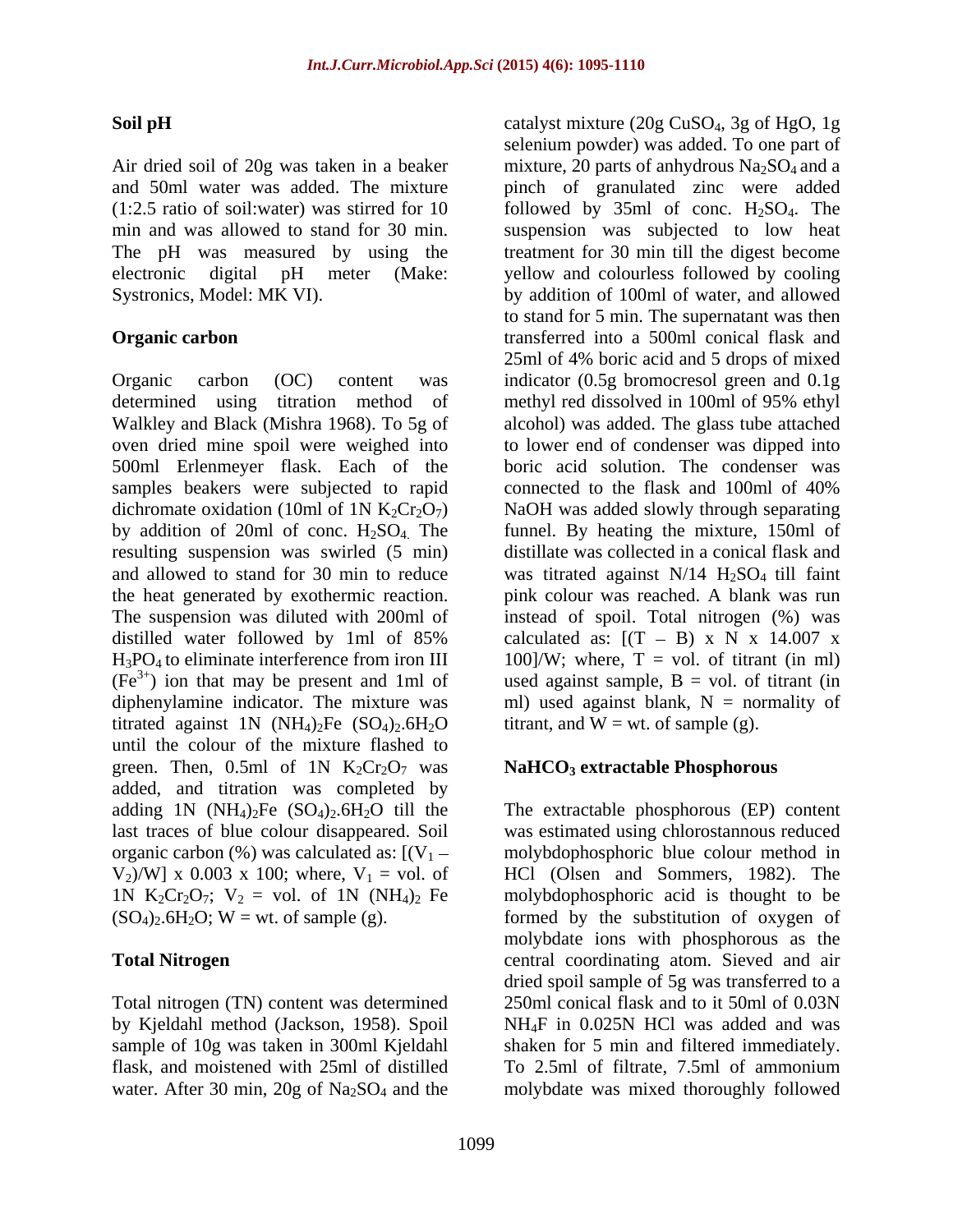### Soil pH

Air dried soil of 20g was taken in a beaker and 50ml water was added. The mixture (1:2.5 ratio of soil:water) was stirred for 10 min and was allowed to stand for 30 min. The pH was measured by using the electronic digital pH meter (Make: Systronics, Model: MK VI).

### Organic carbon

Organic carbon (OC) content was determined using titration method of Walkley and Black (Mishra 1968). To 5g of oven dried mine spoil were weighed into 500ml Erlenmeyer flask. Each of the samples beakers were subjected to rapid dichromate oxidation (10ml of 1N $K_2Cr_2O_7$) by addition of 20ml of conc. $H_2SO_4$. The resulting suspension was swirled (5 min) and allowed to stand for 30 min to reduce the heat generated by exothermic reaction. The suspension was diluted with 200ml of distilled water followed by 1ml of 85% $H_3PO_4$ to eliminate interference from iron III ($Fe^{3+}$) ion that may be present and 1ml of diphenylamine indicator. The mixture was titrated against 1N $(NH_4)_2Fe\ (SO_4)_2.6H_2O$ until the colour of the mixture flashed to green. Then, 0.5ml of 1N $K_2Cr_2O_7$ was added, and titration was completed by adding 1N $(NH_4)_2Fe\ (SO_4)_2.6H_2O$ till the last traces of blue colour disappeared. Soil organic carbon (%) was calculated as: $[(V_1 - V_2)/W] \times 0.003 \times 100$; where, $V_1$ = vol. of 1N $K_2Cr_2O_7$; $V_2$ = vol. of 1N $(NH_4)_2\ Fe\ (SO_4)_2.6H_2O$; W = wt. of sample (g).

### Total Nitrogen

Total nitrogen (TN) content was determined by Kjeldahl method (Jackson, 1958). Spoil sample of 10g was taken in 300ml Kjeldahl flask, and moistened with 25ml of distilled water. After 30 min, 20g of $Na_2SO_4$ and the catalyst mixture (20g $CuSO_4$, 3g of HgO, 1g selenium powder) was added. To one part of mixture, 20 parts of anhydrous $Na_2SO_4$ and a pinch of granulated zinc were added followed by 35ml of conc. $H_2SO_4$. The suspension was subjected to low heat treatment for 30 min till the digest become yellow and colourless followed by cooling by addition of 100ml of water, and allowed to stand for 5 min. The supernatant was then transferred into a 500ml conical flask and 25ml of 4% boric acid and 5 drops of mixed indicator (0.5g bromocresol green and 0.1g methyl red dissolved in 100ml of 95% ethyl alcohol) was added. The glass tube attached to lower end of condenser was dipped into boric acid solution. The condenser was connected to the flask and 100ml of 40% NaOH was added slowly through separating funnel. By heating the mixture, 150ml of distillate was collected in a conical flask and was titrated against N/14 $H_2SO_4$ till faint pink colour was reached. A blank was run instead of spoil. Total nitrogen (%) was calculated as: $[(T - B) \times N \times 14.007 \times 100]/W$; where, T = vol. of titrant (in ml) used against sample, B = vol. of titrant (in ml) used against blank, N = normality of titrant, and W = wt. of sample (g).

### $NaHCO_3$ extractable Phosphorous

The extractable phosphorous (EP) content was estimated using chlorostannous reduced molybdophosphoric blue colour method in HCl (Olsen and Sommers, 1982). The molybdophosphoric acid is thought to be formed by the substitution of oxygen of molybdate ions with phosphorous as the central coordinating atom. Sieved and air dried spoil sample of 5g was transferred to a 250ml conical flask and to it 50ml of 0.03N $NH_4F$ in 0.025N HCl was added and was shaken for 5 min and filtered immediately. To 2.5ml of filtrate, 7.5ml of ammonium molybdate was mixed thoroughly followed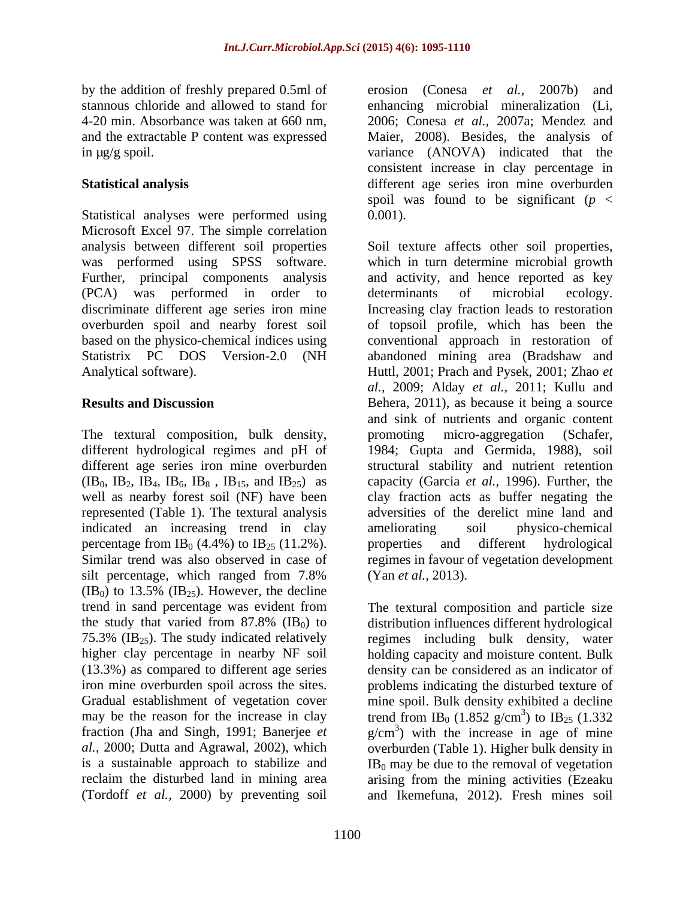by the addition of freshly prepared 0.5ml of stannous chloride and allowed to stand for 4-20 min. Absorbance was taken at 660 nm, and the extractable P content was expressed in µg/g spoil.

## Statistical analysis

Statistical analyses were performed using Microsoft Excel 97. The simple correlation analysis between different soil properties was performed using SPSS software. Further, principal components analysis (PCA) was performed in order to discriminate different age series iron mine overburden spoil and nearby forest soil based on the physico-chemical indices using Statistrix PC DOS Version-2.0 (NH Analytical software).

## Results and Discussion

The textural composition, bulk density, different hydrological regimes and pH of different age series iron mine overburden ($IB_0$, $IB_2$, $IB_4$, $IB_6$, $IB_8$ , $IB_{15}$, and $IB_{25}$) as well as nearby forest soil (NF) have been represented (Table 1). The textural analysis indicated an increasing trend in clay percentage from $IB_0$ (4.4%) to $IB_{25}$ (11.2%). Similar trend was also observed in case of silt percentage, which ranged from 7.8% ($IB_0$) to 13.5% ($IB_{25}$). However, the decline trend in sand percentage was evident from the study that varied from 87.8% ($IB_0$) to 75.3% ($IB_{25}$). The study indicated relatively higher clay percentage in nearby NF soil (13.3%) as compared to different age series iron mine overburden spoil across the sites. Gradual establishment of vegetation cover may be the reason for the increase in clay fraction (Jha and Singh, 1991; Banerjee *et al.,* 2000; Dutta and Agrawal, 2002), which is a sustainable approach to stabilize and reclaim the disturbed land in mining area (Tordoff *et al.,* 2000) by preventing soil erosion (Conesa *et al.,* 2007b) and enhancing microbial mineralization (Li, 2006; Conesa *et al.*, 2007a; Mendez and Maier, 2008). Besides, the analysis of variance (ANOVA) indicated that the consistent increase in clay percentage in different age series iron mine overburden spoil was found to be significant ($p < 0.001$).

Soil texture affects other soil properties, which in turn determine microbial growth and activity, and hence reported as key determinants of microbial ecology. Increasing clay fraction leads to restoration of topsoil profile, which has been the conventional approach in restoration of abandoned mining area (Bradshaw and Huttl, 2001; Prach and Pysek, 2001; Zhao *et al.,* 2009; Alday *et al.*, 2011; Kullu and Behera, 2011), as because it being a source and sink of nutrients and organic content promoting micro-aggregation (Schafer, 1984; Gupta and Germida, 1988), soil structural stability and nutrient retention capacity (Garcia *et al.*, 1996). Further, the clay fraction acts as buffer negating the adversities of the derelict mine land and ameliorating soil physico-chemical properties and different hydrological regimes in favour of vegetation development (Yan *et al.,* 2013).

The textural composition and particle size distribution influences different hydrological regimes including bulk density, water holding capacity and moisture content. Bulk density can be considered as an indicator of problems indicating the disturbed texture of mine spoil. Bulk density exhibited a decline trend from $IB_0$ (1.852 $g/cm^3$) to $IB_{25}$ (1.332 $g/cm^3$) with the increase in age of mine overburden (Table 1). Higher bulk density in $IB_0$ may be due to the removal of vegetation arising from the mining activities (Ezeaku and Ikemefuna, 2012). Fresh mines soil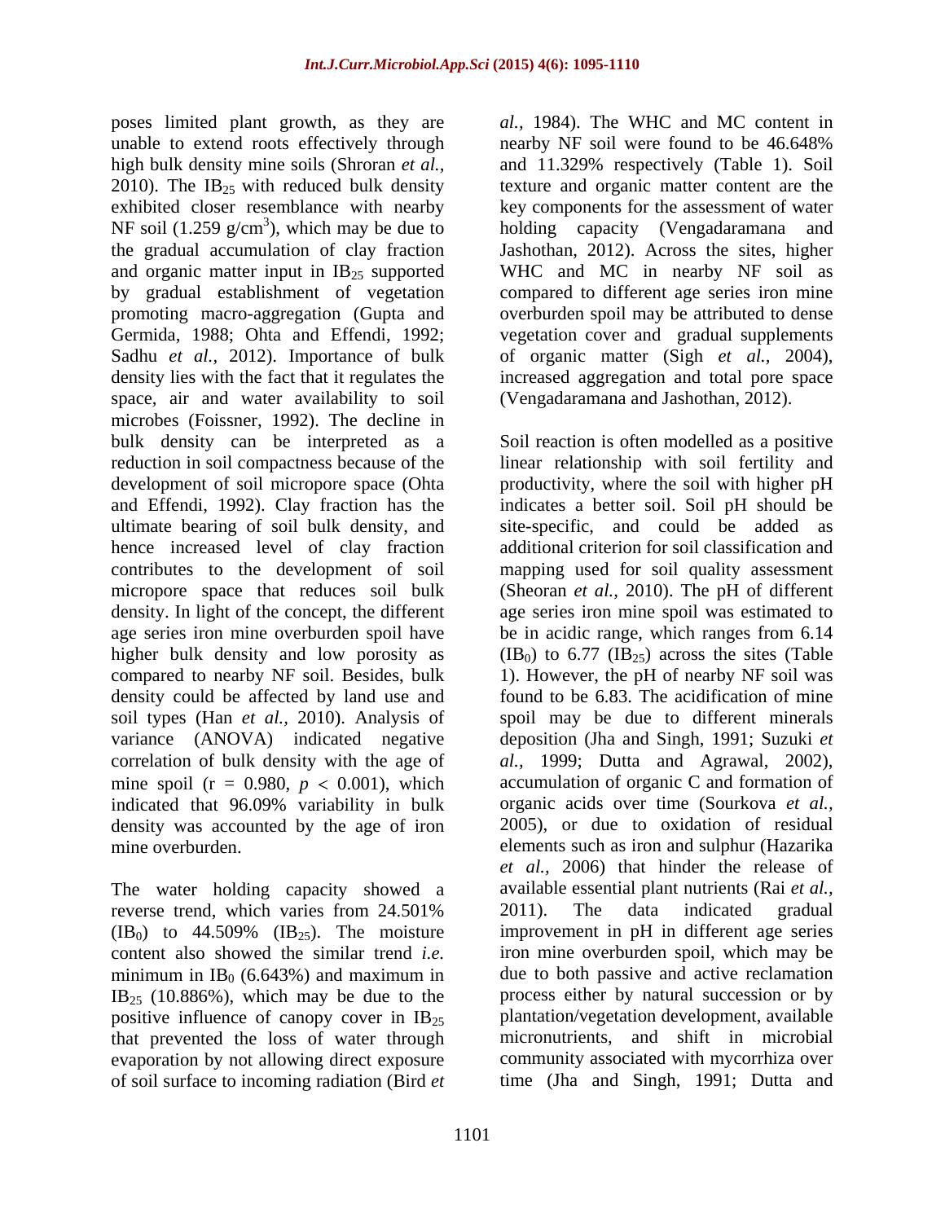poses limited plant growth, as they are unable to extend roots effectively through high bulk density mine soils (Shroran *et al.,* 2010). The $IB_{25}$ with reduced bulk density exhibited closer resemblance with nearby NF soil (1.259 $g/cm^3$), which may be due to the gradual accumulation of clay fraction and organic matter input in $IB_{25}$ supported by gradual establishment of vegetation promoting macro-aggregation (Gupta and Germida, 1988; Ohta and Effendi, 1992; Sadhu *et al.,* 2012). Importance of bulk density lies with the fact that it regulates the space, air and water availability to soil microbes (Foissner, 1992). The decline in bulk density can be interpreted as a reduction in soil compactness because of the development of soil micropore space (Ohta and Effendi, 1992). Clay fraction has the ultimate bearing of soil bulk density, and hence increased level of clay fraction contributes to the development of soil micropore space that reduces soil bulk density. In light of the concept, the different age series iron mine overburden spoil have higher bulk density and low porosity as compared to nearby NF soil. Besides, bulk density could be affected by land use and soil types (Han *et al.,* 2010). Analysis of variance (ANOVA) indicated negative correlation of bulk density with the age of mine spoil ($r = 0.980$, $p < 0.001$), which indicated that 96.09% variability in bulk density was accounted by the age of iron mine overburden.

The water holding capacity showed a reverse trend, which varies from 24.501% ($IB_0$) to 44.509% ($IB_{25}$). The moisture content also showed the similar trend *i.e.* minimum in $IB_0$ (6.643%) and maximum in $IB_{25}$ (10.886%), which may be due to the positive influence of canopy cover in $IB_{25}$ that prevented the loss of water through evaporation by not allowing direct exposure of soil surface to incoming radiation (Bird *et al.,* 1984). The WHC and MC content in nearby NF soil were found to be 46.648% and 11.329% respectively (Table 1). Soil texture and organic matter content are the key components for the assessment of water holding capacity (Vengadaramana and Jashothan, 2012). Across the sites, higher WHC and MC in nearby NF soil as compared to different age series iron mine overburden spoil may be attributed to dense vegetation cover and gradual supplements of organic matter (Sigh *et al.,* 2004), increased aggregation and total pore space (Vengadaramana and Jashothan, 2012).

Soil reaction is often modelled as a positive linear relationship with soil fertility and productivity, where the soil with higher pH indicates a better soil. Soil pH should be site-specific, and could be added as additional criterion for soil classification and mapping used for soil quality assessment (Sheoran *et al.,* 2010). The pH of different age series iron mine spoil was estimated to be in acidic range, which ranges from 6.14 ($IB_0$) to 6.77 ($IB_{25}$) across the sites (Table 1). However, the pH of nearby NF soil was found to be 6.83. The acidification of mine spoil may be due to different minerals deposition (Jha and Singh, 1991; Suzuki *et al.,* 1999; Dutta and Agrawal, 2002), accumulation of organic C and formation of organic acids over time (Sourkova *et al.,* 2005), or due to oxidation of residual elements such as iron and sulphur (Hazarika *et al.,* 2006) that hinder the release of available essential plant nutrients (Rai *et al.,* 2011). The data indicated gradual improvement in pH in different age series iron mine overburden spoil, which may be due to both passive and active reclamation process either by natural succession or by plantation/vegetation development, available micronutrients, and shift in microbial community associated with mycorrhiza over time (Jha and Singh, 1991; Dutta and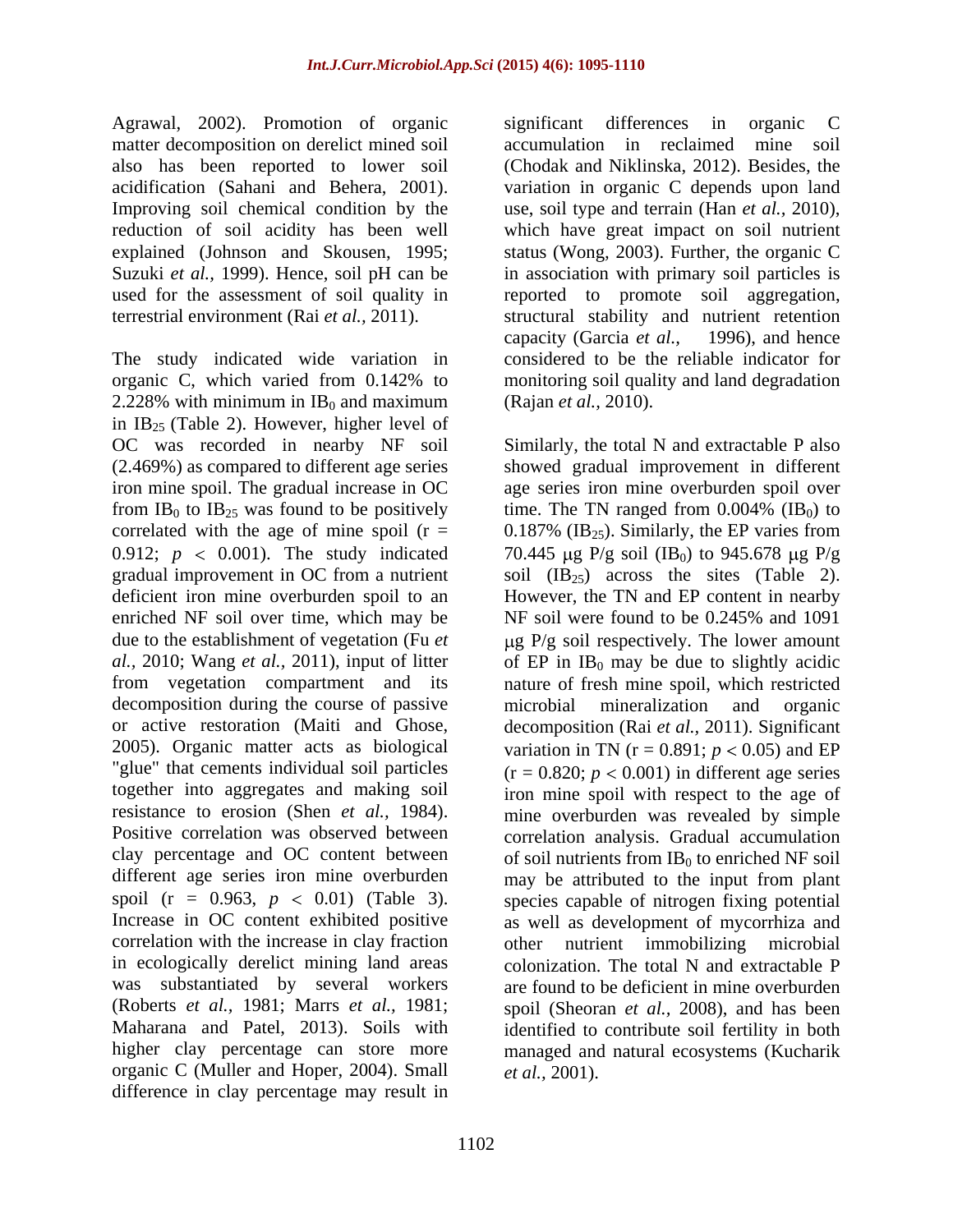Agrawal, 2002). Promotion of organic matter decomposition on derelict mined soil also has been reported to lower soil acidification (Sahani and Behera, 2001). Improving soil chemical condition by the reduction of soil acidity has been well explained (Johnson and Skousen, 1995; Suzuki *et al.,* 1999). Hence, soil pH can be used for the assessment of soil quality in terrestrial environment (Rai *et al.,* 2011).

The study indicated wide variation in organic C, which varied from 0.142% to 2.228% with minimum in $IB_0$ and maximum in $IB_{25}$ (Table 2). However, higher level of OC was recorded in nearby NF soil (2.469%) as compared to different age series iron mine spoil. The gradual increase in OC from $IB_0$ to $IB_{25}$ was found to be positively correlated with the age of mine spoil ($r = 0.912$; $p < 0.001$). The study indicated gradual improvement in OC from a nutrient deficient iron mine overburden spoil to an enriched NF soil over time, which may be due to the establishment of vegetation (Fu *et al.,* 2010; Wang *et al.,* 2011), input of litter from vegetation compartment and its decomposition during the course of passive or active restoration (Maiti and Ghose, 2005). Organic matter acts as biological "glue" that cements individual soil particles together into aggregates and making soil resistance to erosion (Shen *et al.,* 1984). Positive correlation was observed between clay percentage and OC content between different age series iron mine overburden spoil ($r = 0.963$, $p < 0.01$) (Table 3). Increase in OC content exhibited positive correlation with the increase in clay fraction in ecologically derelict mining land areas was substantiated by several workers (Roberts *et al.,* 1981; Marrs *et al.,* 1981; Maharana and Patel, 2013). Soils with higher clay percentage can store more organic C (Muller and Hoper, 2004). Small difference in clay percentage may result in significant differences in organic C accumulation in reclaimed mine soil (Chodak and Niklinska, 2012). Besides, the variation in organic C depends upon land use, soil type and terrain (Han *et al.,* 2010), which have great impact on soil nutrient status (Wong, 2003). Further, the organic C in association with primary soil particles is reported to promote soil aggregation, structural stability and nutrient retention capacity (Garcia *et al.,* 1996), and hence considered to be the reliable indicator for monitoring soil quality and land degradation (Rajan *et al.,* 2010).

Similarly, the total N and extractable P also showed gradual improvement in different age series iron mine overburden spoil over time. The TN ranged from 0.004% ($IB_0$) to 0.187% ($IB_{25}$). Similarly, the EP varies from 70.445 $\mu$g P/g soil ($IB_0$) to 945.678 $\mu$g P/g soil ($IB_{25}$) across the sites (Table 2). However, the TN and EP content in nearby NF soil were found to be 0.245% and 1091 $\mu$g P/g soil respectively. The lower amount of EP in $IB_0$ may be due to slightly acidic nature of fresh mine spoil, which restricted microbial mineralization and organic decomposition (Rai *et al.,* 2011). Significant variation in TN ($r = 0.891$; $p < 0.05$) and EP ($r = 0.820$; $p < 0.001$) in different age series iron mine spoil with respect to the age of mine overburden was revealed by simple correlation analysis. Gradual accumulation of soil nutrients from $IB_0$ to enriched NF soil may be attributed to the input from plant species capable of nitrogen fixing potential as well as development of mycorrhiza and other nutrient immobilizing microbial colonization. The total N and extractable P are found to be deficient in mine overburden spoil (Sheoran *et al.,* 2008), and has been identified to contribute soil fertility in both managed and natural ecosystems (Kucharik *et al.,* 2001).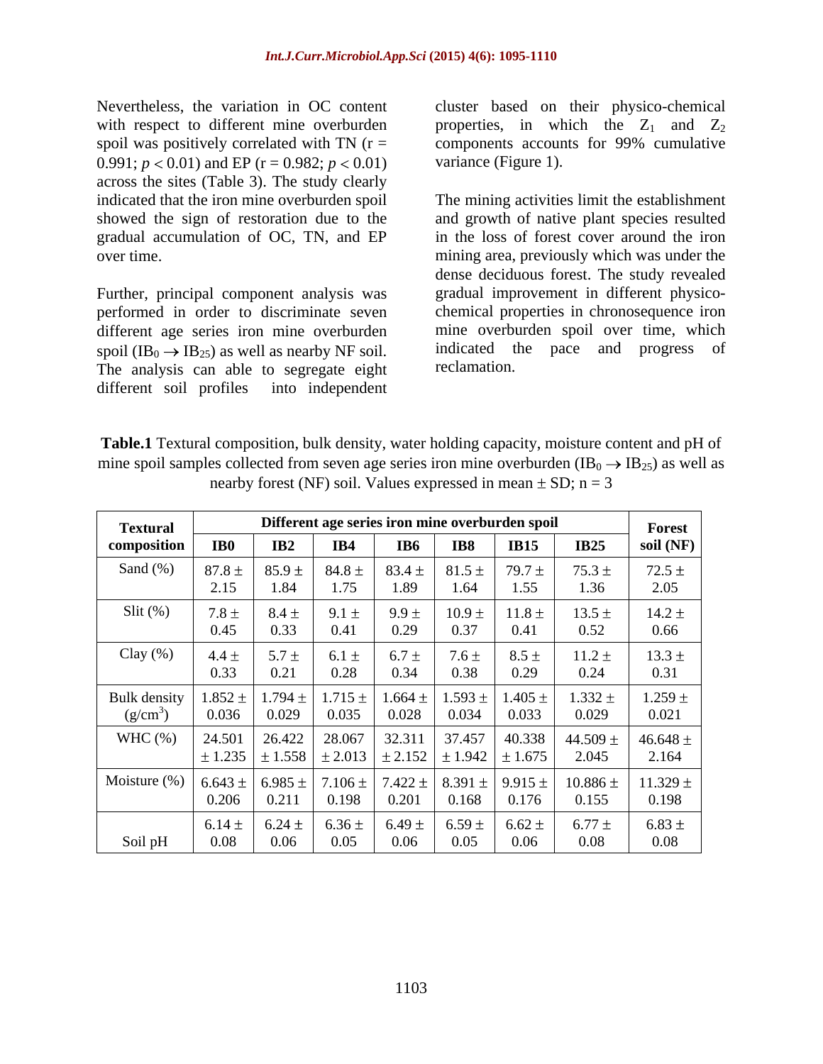Nevertheless, the variation in OC content with respect to different mine overburden spoil was positively correlated with TN (r = 0.991; $p < 0.01$) and EP (r = 0.982; $p < 0.01$) across the sites (Table 3). The study clearly indicated that the iron mine overburden spoil showed the sign of restoration due to the gradual accumulation of OC, TN, and EP over time.

Further, principal component analysis was performed in order to discriminate seven different age series iron mine overburden spoil ($IB_0 \rightarrow IB_{25}$) as well as nearby NF soil. The analysis can able to segregate eight different soil profiles into independent cluster based on their physico-chemical properties, in which the $Z_1$ and $Z_2$ components accounts for 99% cumulative variance (Figure 1).

The mining activities limit the establishment and growth of native plant species resulted in the loss of forest cover around the iron mining area, previously which was under the dense deciduous forest. The study revealed gradual improvement in different physico-chemical properties in chronosequence iron mine overburden spoil over time, which indicated the pace and progress of reclamation.

**Table.1** Textural composition, bulk density, water holding capacity, moisture content and pH of mine spoil samples collected from seven age series iron mine overburden ($IB_0 \rightarrow IB_{25}$) as well as nearby forest (NF) soil. Values expressed in mean ± SD; n = 3

| Textural composition | Different age series iron mine overburden spoil | | | | | | | Forest soil (NF) |
|---|---|---|---|---|---|---|---|---|
| | **IB0** | **IB2** | **IB4** | **IB6** | **IB8** | **IB15** | **IB25** | |
| Sand (%) | 87.8 ± 2.15 | 85.9 ± 1.84 | 84.8 ± 1.75 | 83.4 ± 1.89 | 81.5 ± 1.64 | 79.7 ± 1.55 | 75.3 ± 1.36 | 72.5 ± 2.05 |
| Slit (%) | 7.8 ± 0.45 | 8.4 ± 0.33 | 9.1 ± 0.41 | 9.9 ± 0.29 | 10.9 ± 0.37 | 11.8 ± 0.41 | 13.5 ± 0.52 | 14.2 ± 0.66 |
| Clay (%) | 4.4 ± 0.33 | 5.7 ± 0.21 | 6.1 ± 0.28 | 6.7 ± 0.34 | 7.6 ± 0.38 | 8.5 ± 0.29 | 11.2 ± 0.24 | 13.3 ± 0.31 |
| Bulk density ($g/cm^3$) | 1.852 ± 0.036 | 1.794 ± 0.029 | 1.715 ± 0.035 | 1.664 ± 0.028 | 1.593 ± 0.034 | 1.405 ± 0.033 | 1.332 ± 0.029 | 1.259 ± 0.021 |
| WHC (%) | 24.501 ± 1.235 | 26.422 ± 1.558 | 28.067 ± 2.013 | 32.311 ± 2.152 | 37.457 ± 1.942 | 40.338 ± 1.675 | 44.509 ± 2.045 | 46.648 ± 2.164 |
| Moisture (%) | 6.643 ± 0.206 | 6.985 ± 0.211 | 7.106 ± 0.198 | 7.422 ± 0.201 | 8.391 ± 0.168 | 9.915 ± 0.176 | 10.886 ± 0.155 | 11.329 ± 0.198 |
| Soil pH | 6.14 ± 0.08 | 6.24 ± 0.06 | 6.36 ± 0.05 | 6.49 ± 0.06 | 6.59 ± 0.05 | 6.62 ± 0.06 | 6.77 ± 0.08 | 6.83 ± 0.08 |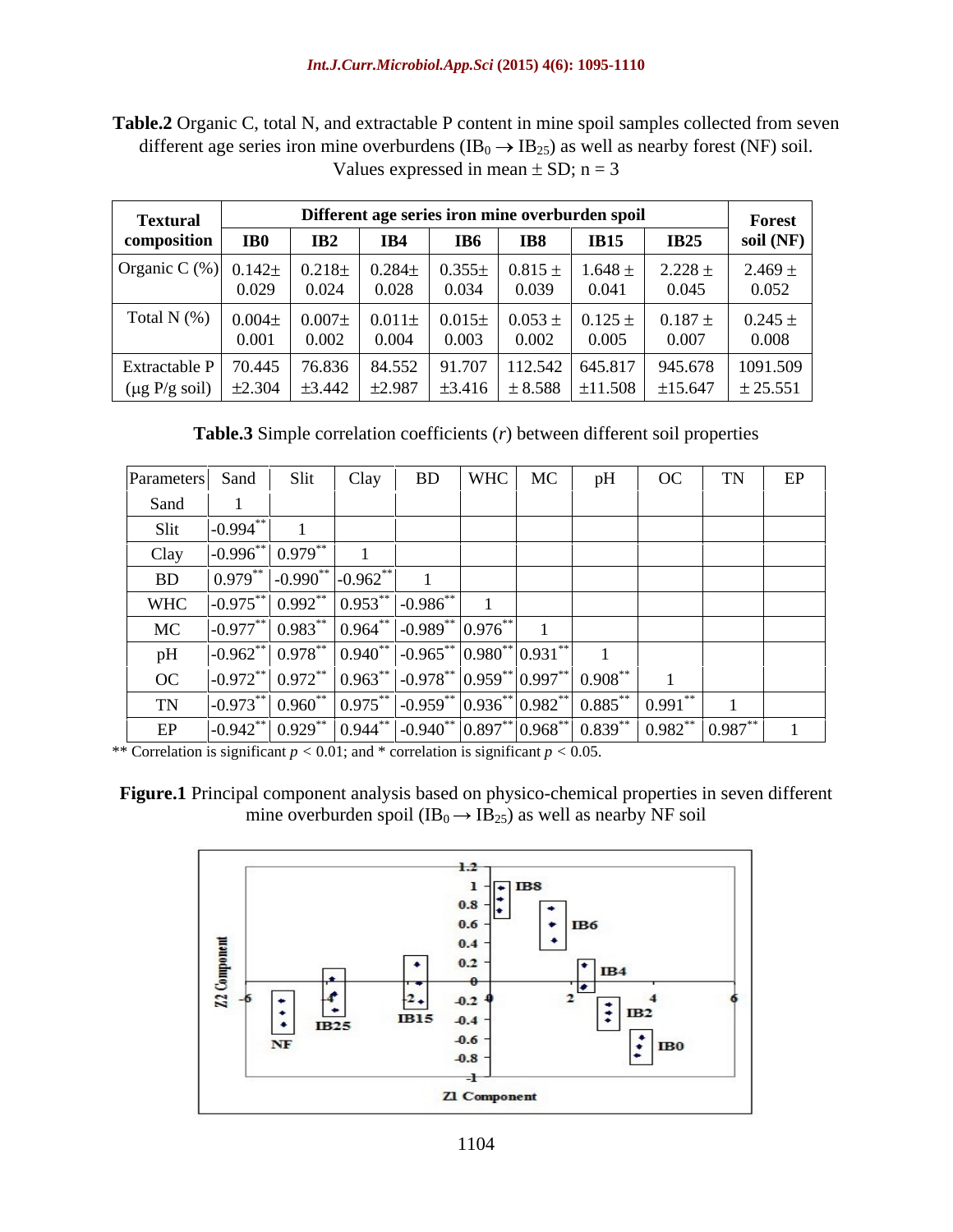**Table.2** Organic C, total N, and extractable P content in mine spoil samples collected from seven different age series iron mine overburdens ($IB_0 \rightarrow IB_{25}$) as well as nearby forest (NF) soil. Values expressed in mean ± SD; n = 3

| Textural composition | Different age series iron mine overburden spoil | | | | | | | Forest soil (NF) |
|---|---|---|---|---|---|---|---|---|
| | IB0 | IB2 | IB4 | IB6 | IB8 | IB15 | IB25 | |
| Organic C (%) | 0.142± 0.029 | 0.218± 0.024 | 0.284± 0.028 | 0.355± 0.034 | 0.815 ± 0.039 | 1.648 ± 0.041 | 2.228 ± 0.045 | 2.469 ± 0.052 |
| Total N (%) | 0.004± 0.001 | 0.007± 0.002 | 0.011± 0.004 | 0.015± 0.003 | 0.053 ± 0.002 | 0.125 ± 0.005 | 0.187 ± 0.007 | 0.245 ± 0.008 |
| Extractable P (μg P/g soil) | 70.445 ±2.304 | 76.836 ±3.442 | 84.552 ±2.987 | 91.707 ±3.416 | 112.542 ± 8.588 | 645.817 ±11.508 | 945.678 ±15.647 | 1091.509 ± 25.551 |

**Table.3** Simple correlation coefficients (*r*) between different soil properties

| Parameters | Sand | Slit | Clay | BD | WHC | MC | pH | OC | TN | EP |
|---|---|---|---|---|---|---|---|---|---|---|
| Sand | 1 | | | | | | | | | |
| Slit | -0.994** | 1 | | | | | | | | |
| Clay | -0.996** | 0.979** | 1 | | | | | | | |
| BD | 0.979** | -0.990** | -0.962** | 1 | | | | | | |
| WHC | -0.975** | 0.992** | 0.953** | -0.986** | 1 | | | | | |
| MC | -0.977** | 0.983** | 0.964** | -0.989** | 0.976** | 1 | | | | |
| pH | -0.962** | 0.978** | 0.940** | -0.965** | 0.980** | 0.931** | 1 | | | |
| OC | -0.972** | 0.972** | 0.963** | -0.978** | 0.959** | 0.997** | 0.908** | 1 | | |
| TN | -0.973** | 0.960** | 0.975** | -0.959** | 0.936** | 0.982** | 0.885** | 0.991** | 1 | |
| EP | -0.942** | 0.929** | 0.944** | -0.940** | 0.897** | 0.968** | 0.839** | 0.982** | 0.987** | 1 |

** Correlation is significant $p < 0.01$; and * correlation is significant $p < 0.05$.

**Figure.1** Principal component analysis based on physico-chemical properties in seven different mine overburden spoil ($IB_0 \rightarrow IB_{25}$) as well as nearby NF soil

Z2 Component

Z1 Component

1.2
1
0.8
0.6
0.4
0.2
0
-0.2
-0.4
-0.6
-0.8
-1

-6
-4
-2
0
2
4
6

IB8
IB6
IB4
IB2
IB0
IB15
IB25
NF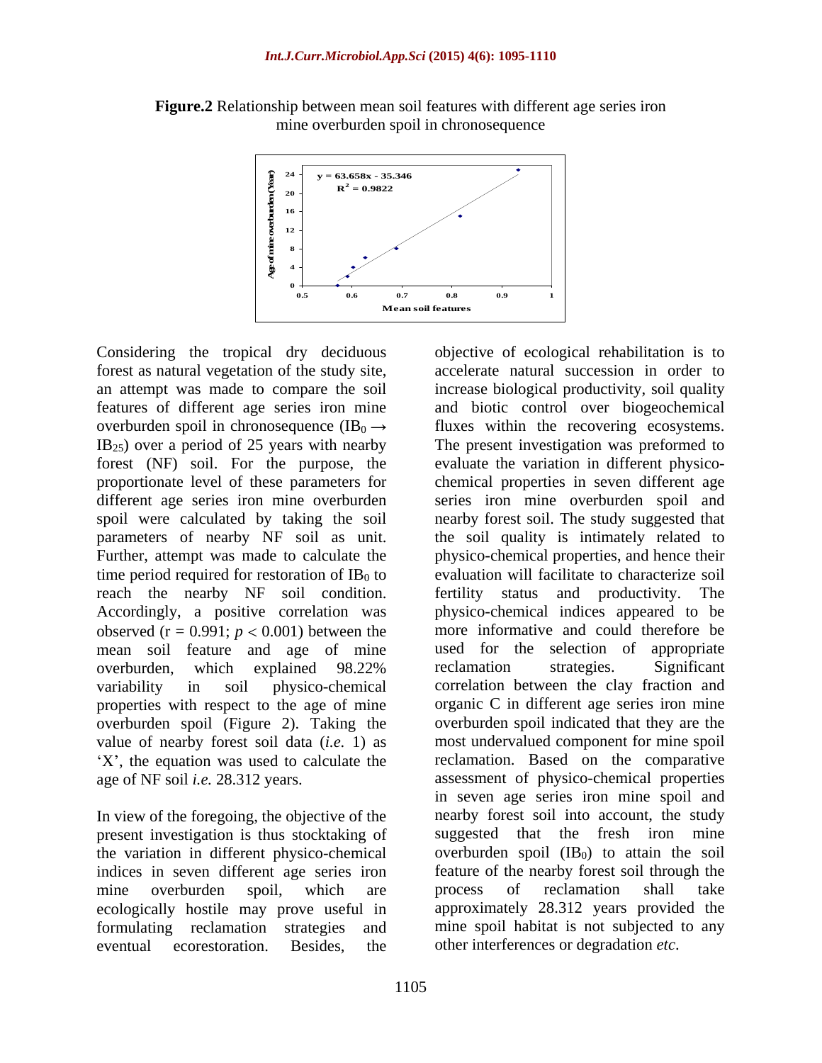**Figure.2** Relationship between mean soil features with different age series iron mine overburden spoil in chronosequence

y = 63.658x - 35.346
$R^2$ = 0.9822

Age of mine overburden (Year)
0
4
8
12
16
20
24

0.5
0.6
0.7
0.8
0.9
1

Mean soil features

Considering the tropical dry deciduous forest as natural vegetation of the study site, an attempt was made to compare the soil features of different age series iron mine overburden spoil in chronosequence ($IB_0 \rightarrow IB_{25}$) over a period of 25 years with nearby forest (NF) soil. For the purpose, the proportionate level of these parameters for different age series iron mine overburden spoil were calculated by taking the soil parameters of nearby NF soil as unit. Further, attempt was made to calculate the time period required for restoration of $IB_0$ to reach the nearby NF soil condition. Accordingly, a positive correlation was observed ($r = 0.991$; $p < 0.001$) between the mean soil feature and age of mine overburden, which explained 98.22% variability in soil physico-chemical properties with respect to the age of mine overburden spoil (Figure 2). Taking the value of nearby forest soil data (*i.e.* 1) as 'X', the equation was used to calculate the age of NF soil *i.e.* 28.312 years.

In view of the foregoing, the objective of the present investigation is thus stocktaking of the variation in different physico-chemical indices in seven different age series iron mine overburden spoil, which are ecologically hostile may prove useful in formulating reclamation strategies and eventual ecorestoration. Besides, the objective of ecological rehabilitation is to accelerate natural succession in order to increase biological productivity, soil quality and biotic control over biogeochemical fluxes within the recovering ecosystems. The present investigation was preformed to evaluate the variation in different physico-chemical properties in seven different age series iron mine overburden spoil and nearby forest soil. The study suggested that the soil quality is intimately related to physico-chemical properties, and hence their evaluation will facilitate to characterize soil fertility status and productivity. The physico-chemical indices appeared to be more informative and could therefore be used for the selection of appropriate reclamation strategies. Significant correlation between the clay fraction and organic C in different age series iron mine overburden spoil indicated that they are the most undervalued component for mine spoil reclamation. Based on the comparative assessment of physico-chemical properties in seven age series iron mine spoil and nearby forest soil into account, the study suggested that the fresh iron mine overburden spoil ($IB_0$) to attain the soil feature of the nearby forest soil through the process of reclamation shall take approximately 28.312 years provided the mine spoil habitat is not subjected to any other interferences or degradation *etc*.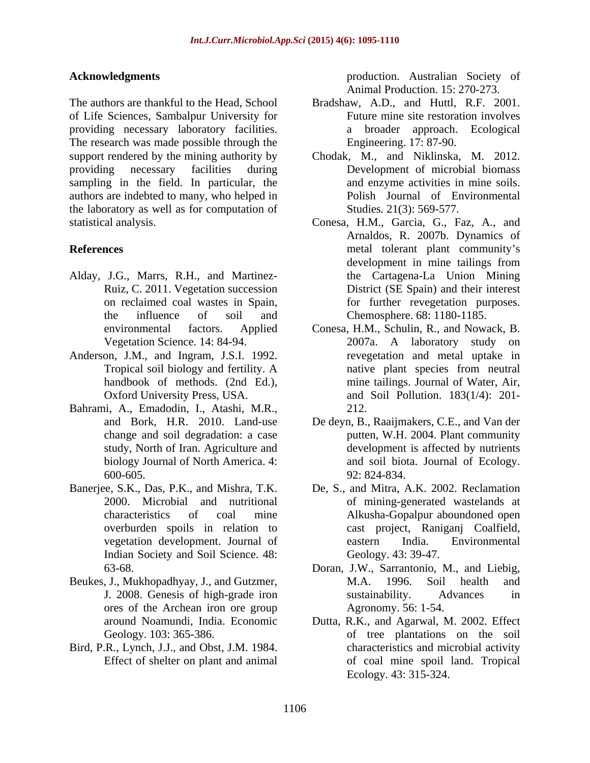## Acknowledgments

The authors are thankful to the Head, School of Life Sciences, Sambalpur University for providing necessary laboratory facilities. The research was made possible through the support rendered by the mining authority by providing necessary facilities during sampling in the field. In particular, the authors are indebted to many, who helped in the laboratory as well as for computation of statistical analysis.

## References

Alday, J.G., Marrs, R.H., and Martinez-Ruiz, C. 2011. Vegetation succession on reclaimed coal wastes in Spain, the influence of soil and environmental factors. Applied Vegetation Science. 14: 84-94.

Anderson, J.M., and Ingram, J.S.I. 1992. Tropical soil biology and fertility. A handbook of methods. (2nd Ed.), Oxford University Press, USA.

Bahrami, A., Emadodin, I., Atashi, M.R., and Bork, H.R. 2010. Land-use change and soil degradation: a case study, North of Iran. Agriculture and biology Journal of North America. 4: 600-605.

Banerjee, S.K., Das, P.K., and Mishra, T.K. 2000. Microbial and nutritional characteristics of coal mine overburden spoils in relation to vegetation development. Journal of Indian Society and Soil Science. 48: 63-68.

Beukes, J., Mukhopadhyay, J., and Gutzmer, J. 2008. Genesis of high-grade iron ores of the Archean iron ore group around Noamundi, India. Economic Geology. 103: 365-386.

Bird, P.R., Lynch, J.J., and Obst, J.M. 1984. Effect of shelter on plant and animal production. Australian Society of Animal Production. 15: 270-273.

Bradshaw, A.D., and Huttl, R.F. 2001. Future mine site restoration involves a broader approach. Ecological Engineering. 17: 87-90.

Chodak, M., and Niklinska, M. 2012. Development of microbial biomass and enzyme activities in mine soils. Polish Journal of Environmental Studies. 21(3): 569-577.

Conesa, H.M., Garcia, G., Faz, A., and Arnaldos, R. 2007b. Dynamics of metal tolerant plant community's development in mine tailings from the Cartagena-La Union Mining District (SE Spain) and their interest for further revegetation purposes. Chemosphere. 68: 1180-1185.

Conesa, H.M., Schulin, R., and Nowack, B. 2007a. A laboratory study on revegetation and metal uptake in native plant species from neutral mine tailings. Journal of Water, Air, and Soil Pollution. 183(1/4): 201-212.

De deyn, B., Raaijmakers, C.E., and Van der putten, W.H. 2004. Plant community development is affected by nutrients and soil biota. Journal of Ecology. 92: 824-834.

De, S., and Mitra, A.K. 2002. Reclamation of mining-generated wastelands at Alkusha-Gopalpur aboundoned open cast project, Raniganj Coalfield, eastern India. Environmental Geology. 43: 39-47.

Doran, J.W., Sarrantonio, M., and Liebig, M.A. 1996. Soil health and sustainability. Advances in Agronomy. 56: 1-54.

Dutta, R.K., and Agarwal, M. 2002. Effect of tree plantations on the soil characteristics and microbial activity of coal mine spoil land. Tropical Ecology. 43: 315-324.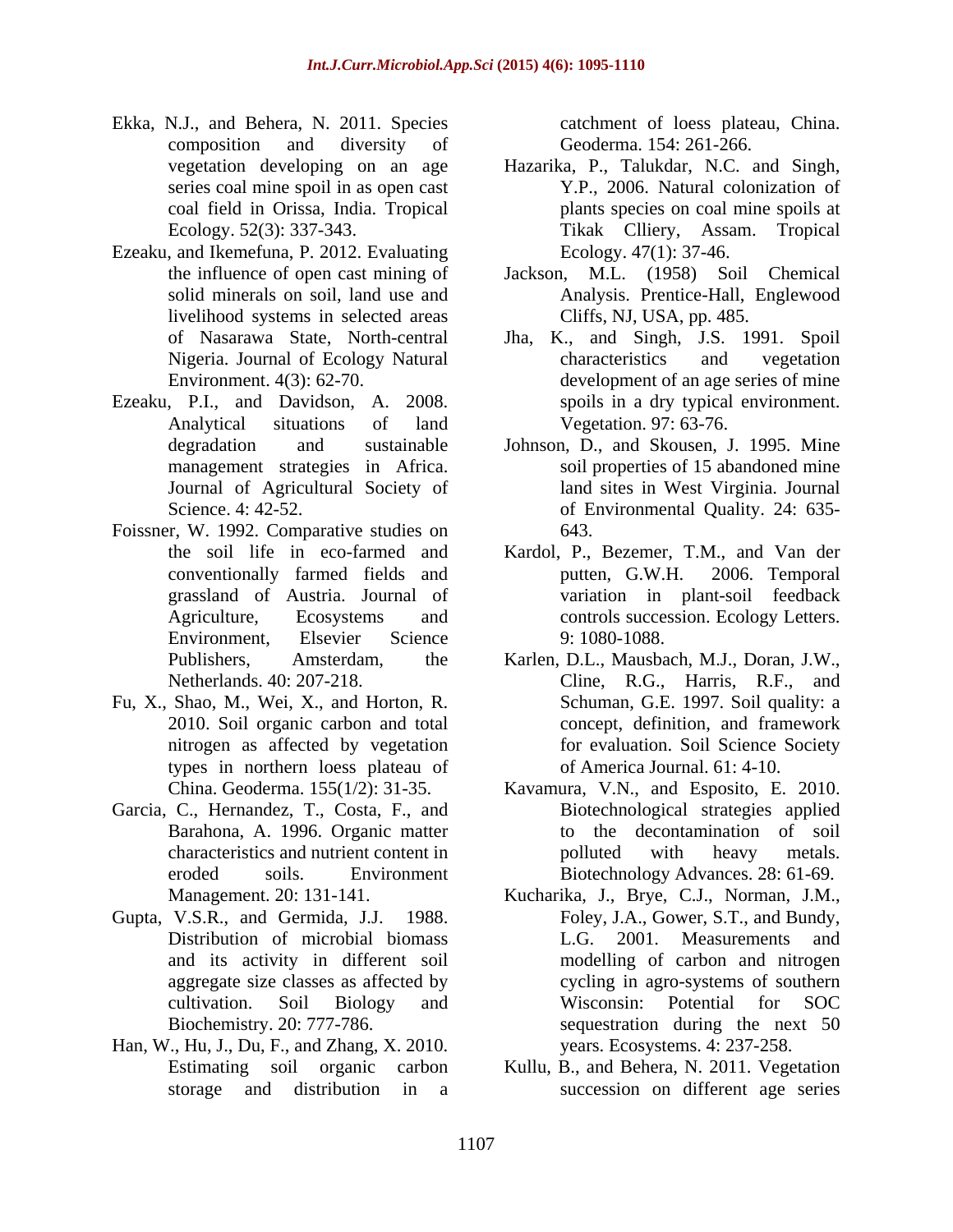Ekka, N.J., and Behera, N. 2011. Species composition and diversity of vegetation developing on an age series coal mine spoil in as open cast coal field in Orissa, India. Tropical Ecology. 52(3): 337-343.

Ezeaku, and Ikemefuna, P. 2012. Evaluating the influence of open cast mining of solid minerals on soil, land use and livelihood systems in selected areas of Nasarawa State, North-central Nigeria. Journal of Ecology Natural Environment. 4(3): 62-70.

Ezeaku, P.I., and Davidson, A. 2008. Analytical situations of land degradation and sustainable management strategies in Africa. Journal of Agricultural Society of Science. 4: 42-52.

Foissner, W. 1992. Comparative studies on the soil life in eco-farmed and conventionally farmed fields and grassland of Austria. Journal of Agriculture, Ecosystems and Environment, Elsevier Science Publishers, Amsterdam, the Netherlands. 40: 207-218.

Fu, X., Shao, M., Wei, X., and Horton, R. 2010. Soil organic carbon and total nitrogen as affected by vegetation types in northern loess plateau of China. Geoderma. 155(1/2): 31-35.

Garcia, C., Hernandez, T., Costa, F., and Barahona, A. 1996. Organic matter characteristics and nutrient content in eroded soils. Environment Management. 20: 131-141.

Gupta, V.S.R., and Germida, J.J. 1988. Distribution of microbial biomass and its activity in different soil aggregate size classes as affected by cultivation. Soil Biology and Biochemistry. 20: 777-786.

Han, W., Hu, J., Du, F., and Zhang, X. 2010. Estimating soil organic carbon storage and distribution in a catchment of loess plateau, China. Geoderma. 154: 261-266.

Hazarika, P., Talukdar, N.C. and Singh, Y.P., 2006. Natural colonization of plants species on coal mine spoils at Tikak Clliery, Assam. Tropical Ecology. 47(1): 37-46.

Jackson, M.L. (1958) Soil Chemical Analysis. Prentice-Hall, Englewood Cliffs, NJ, USA, pp. 485.

Jha, K., and Singh, J.S. 1991. Spoil characteristics and vegetation development of an age series of mine spoils in a dry typical environment. Vegetation. 97: 63-76.

Johnson, D., and Skousen, J. 1995. Mine soil properties of 15 abandoned mine land sites in West Virginia. Journal of Environmental Quality. 24: 635-643.

Kardol, P., Bezemer, T.M., and Van der putten, G.W.H. 2006. Temporal variation in plant-soil feedback controls succession. Ecology Letters. 9: 1080-1088.

Karlen, D.L., Mausbach, M.J., Doran, J.W., Cline, R.G., Harris, R.F., and Schuman, G.E. 1997. Soil quality: a concept, definition, and framework for evaluation. Soil Science Society of America Journal. 61: 4-10.

Kavamura, V.N., and Esposito, E. 2010. Biotechnological strategies applied to the decontamination of soil polluted with heavy metals. Biotechnology Advances. 28: 61-69.

Kucharika, J., Brye, C.J., Norman, J.M., Foley, J.A., Gower, S.T., and Bundy, L.G. 2001. Measurements and modelling of carbon and nitrogen cycling in agro-systems of southern Wisconsin: Potential for SOC sequestration during the next 50 years. Ecosystems. 4: 237-258.

Kullu, B., and Behera, N. 2011. Vegetation succession on different age series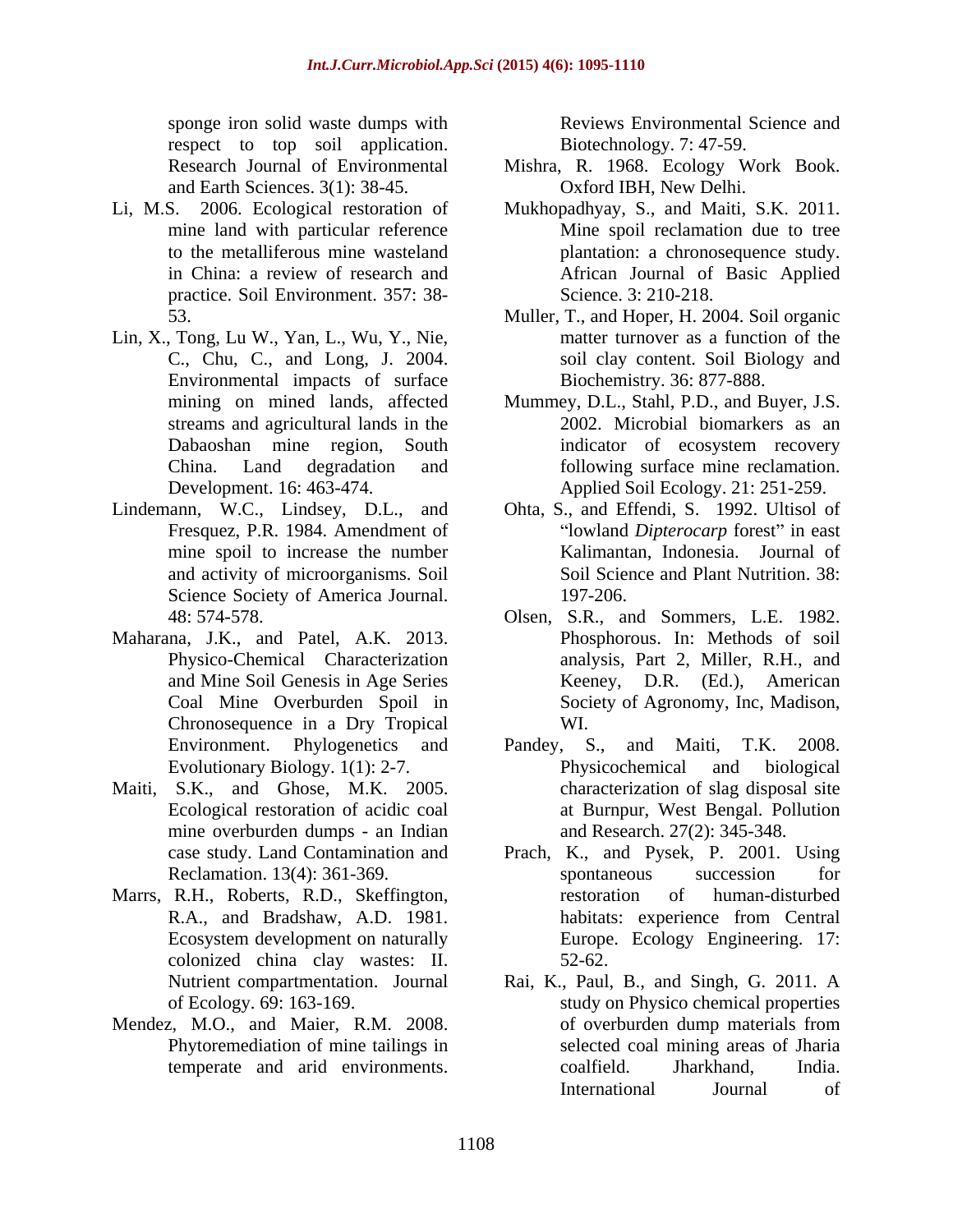sponge iron solid waste dumps with respect to top soil application. Research Journal of Environmental and Earth Sciences. 3(1): 38-45.

Li, M.S. 2006. Ecological restoration of mine land with particular reference to the metalliferous mine wasteland in China: a review of research and practice. Soil Environment. 357: 38-53.

Lin, X., Tong, Lu W., Yan, L., Wu, Y., Nie, C., Chu, C., and Long, J. 2004. Environmental impacts of surface mining on mined lands, affected streams and agricultural lands in the Dabaoshan mine region, South China. Land degradation and Development. 16: 463-474.

Lindemann, W.C., Lindsey, D.L., and Fresquez, P.R. 1984. Amendment of mine spoil to increase the number and activity of microorganisms. Soil Science Society of America Journal. 48: 574-578.

Maharana, J.K., and Patel, A.K. 2013. Physico-Chemical Characterization and Mine Soil Genesis in Age Series Coal Mine Overburden Spoil in Chronosequence in a Dry Tropical Environment. Phylogenetics and Evolutionary Biology. 1(1): 2-7.

Maiti, S.K., and Ghose, M.K. 2005. Ecological restoration of acidic coal mine overburden dumps - an Indian case study. Land Contamination and Reclamation. 13(4): 361-369.

Marrs, R.H., Roberts, R.D., Skeffington, R.A., and Bradshaw, A.D. 1981. Ecosystem development on naturally colonized china clay wastes: II. Nutrient compartmentation. Journal of Ecology. 69: 163-169.

Mendez, M.O., and Maier, R.M. 2008. Phytoremediation of mine tailings in temperate and arid environments. Reviews Environmental Science and Biotechnology. 7: 47-59.

Mishra, R. 1968. Ecology Work Book. Oxford IBH, New Delhi.

Mukhopadhyay, S., and Maiti, S.K. 2011. Mine spoil reclamation due to tree plantation: a chronosequence study. African Journal of Basic Applied Science. 3: 210-218.

Muller, T., and Hoper, H. 2004. Soil organic matter turnover as a function of the soil clay content. Soil Biology and Biochemistry. 36: 877-888.

Mummey, D.L., Stahl, P.D., and Buyer, J.S. 2002. Microbial biomarkers as an indicator of ecosystem recovery following surface mine reclamation. Applied Soil Ecology. 21: 251-259.

Ohta, S., and Effendi, S. 1992. Ultisol of "lowland *Dipterocarp* forest" in east Kalimantan, Indonesia. Journal of Soil Science and Plant Nutrition. 38: 197-206.

Olsen, S.R., and Sommers, L.E. 1982. Phosphorous. In: Methods of soil analysis, Part 2, Miller, R.H., and Keeney, D.R. (Ed.), American Society of Agronomy, Inc, Madison, WI.

Pandey, S., and Maiti, T.K. 2008. Physicochemical and biological characterization of slag disposal site at Burnpur, West Bengal. Pollution and Research. 27(2): 345-348.

Prach, K., and Pysek, P. 2001. Using spontaneous succession for restoration of human-disturbed habitats: experience from Central Europe. Ecology Engineering. 17: 52-62.

Rai, K., Paul, B., and Singh, G. 2011. A study on Physico chemical properties of overburden dump materials from selected coal mining areas of Jharia coalfield. Jharkhand, India. International Journal of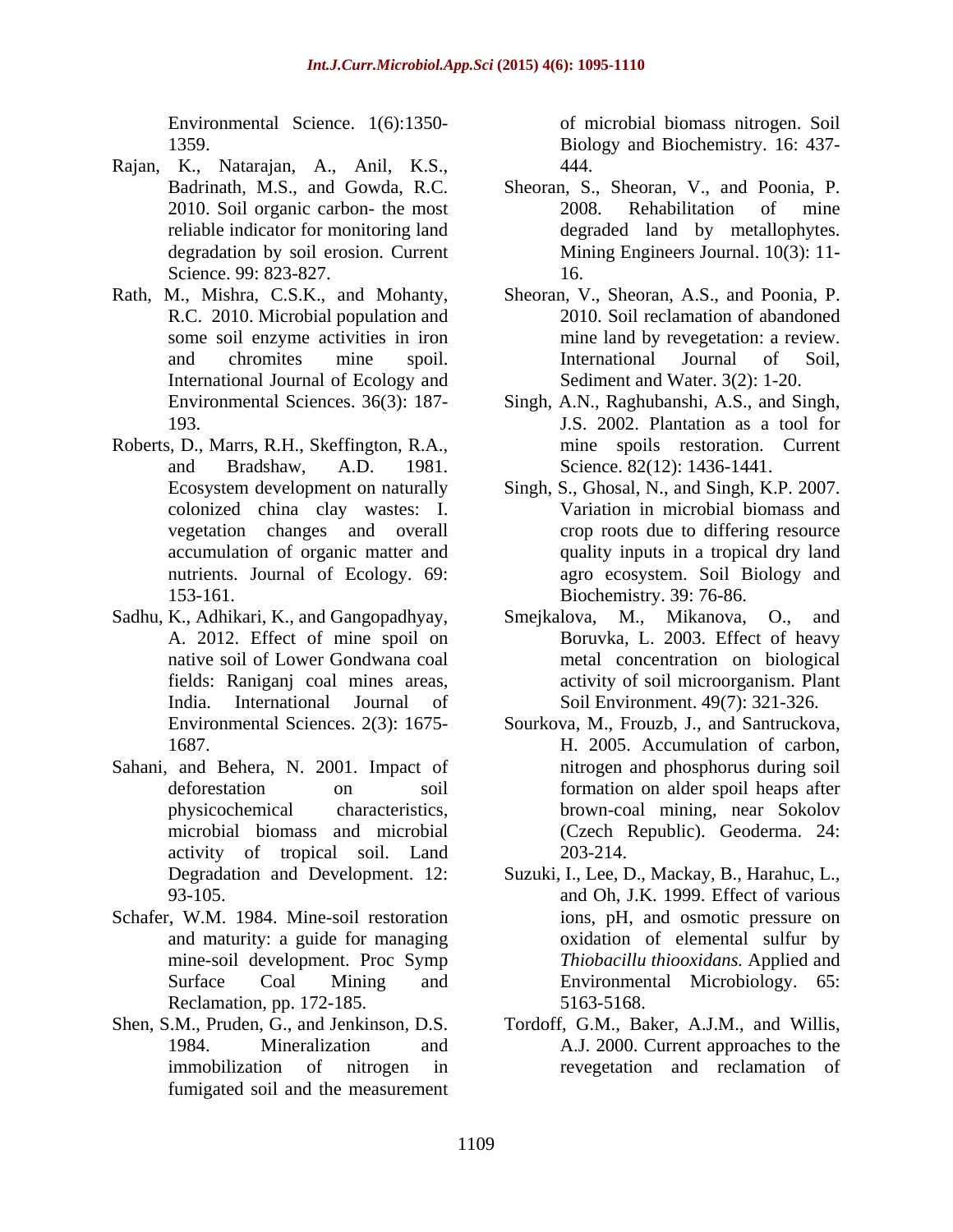Environmental Science. 1(6):1350-1359.

Rajan, K., Natarajan, A., Anil, K.S., Badrinath, M.S., and Gowda, R.C. 2010. Soil organic carbon- the most reliable indicator for monitoring land degradation by soil erosion. Current Science. 99: 823-827.

Rath, M., Mishra, C.S.K., and Mohanty, R.C. 2010. Microbial population and some soil enzyme activities in iron and chromites mine spoil. International Journal of Ecology and Environmental Sciences. 36(3): 187-193.

Roberts, D., Marrs, R.H., Skeffington, R.A., and Bradshaw, A.D. 1981. Ecosystem development on naturally colonized china clay wastes: I. vegetation changes and overall accumulation of organic matter and nutrients. Journal of Ecology. 69: 153-161.

Sadhu, K., Adhikari, K., and Gangopadhyay, A. 2012. Effect of mine spoil on native soil of Lower Gondwana coal fields: Raniganj coal mines areas, India. International Journal of Environmental Sciences. 2(3): 1675-1687.

Sahani, and Behera, N. 2001. Impact of deforestation on soil physicochemical characteristics, microbial biomass and microbial activity of tropical soil. Land Degradation and Development. 12: 93-105.

Schafer, W.M. 1984. Mine-soil restoration and maturity: a guide for managing mine-soil development. Proc Symp Surface Coal Mining and Reclamation, pp. 172-185.

Shen, S.M., Pruden, G., and Jenkinson, D.S. 1984. Mineralization and immobilization of nitrogen in fumigated soil and the measurement of microbial biomass nitrogen. Soil Biology and Biochemistry. 16: 437-444.

Sheoran, S., Sheoran, V., and Poonia, P. 2008. Rehabilitation of mine degraded land by metallophytes. Mining Engineers Journal. 10(3): 11-16.

Sheoran, V., Sheoran, A.S., and Poonia, P. 2010. Soil reclamation of abandoned mine land by revegetation: a review. International Journal of Soil, Sediment and Water. 3(2): 1-20.

Singh, A.N., Raghubanshi, A.S., and Singh, J.S. 2002. Plantation as a tool for mine spoils restoration. Current Science. 82(12): 1436-1441.

Singh, S., Ghosal, N., and Singh, K.P. 2007. Variation in microbial biomass and crop roots due to differing resource quality inputs in a tropical dry land agro ecosystem. Soil Biology and Biochemistry. 39: 76-86.

Smejkalova, M., Mikanova, O., and Boruvka, L. 2003. Effect of heavy metal concentration on biological activity of soil microorganism. Plant Soil Environment. 49(7): 321-326.

Sourkova, M., Frouzb, J., and Santruckova, H. 2005. Accumulation of carbon, nitrogen and phosphorus during soil formation on alder spoil heaps after brown-coal mining, near Sokolov (Czech Republic). Geoderma. 24: 203-214.

Suzuki, I., Lee, D., Mackay, B., Harahuc, L., and Oh, J.K. 1999. Effect of various ions, pH, and osmotic pressure on oxidation of elemental sulfur by *Thiobacillu thiooxidans.* Applied and Environmental Microbiology. 65: 5163-5168.

Tordoff, G.M., Baker, A.J.M., and Willis, A.J. 2000. Current approaches to the revegetation and reclamation of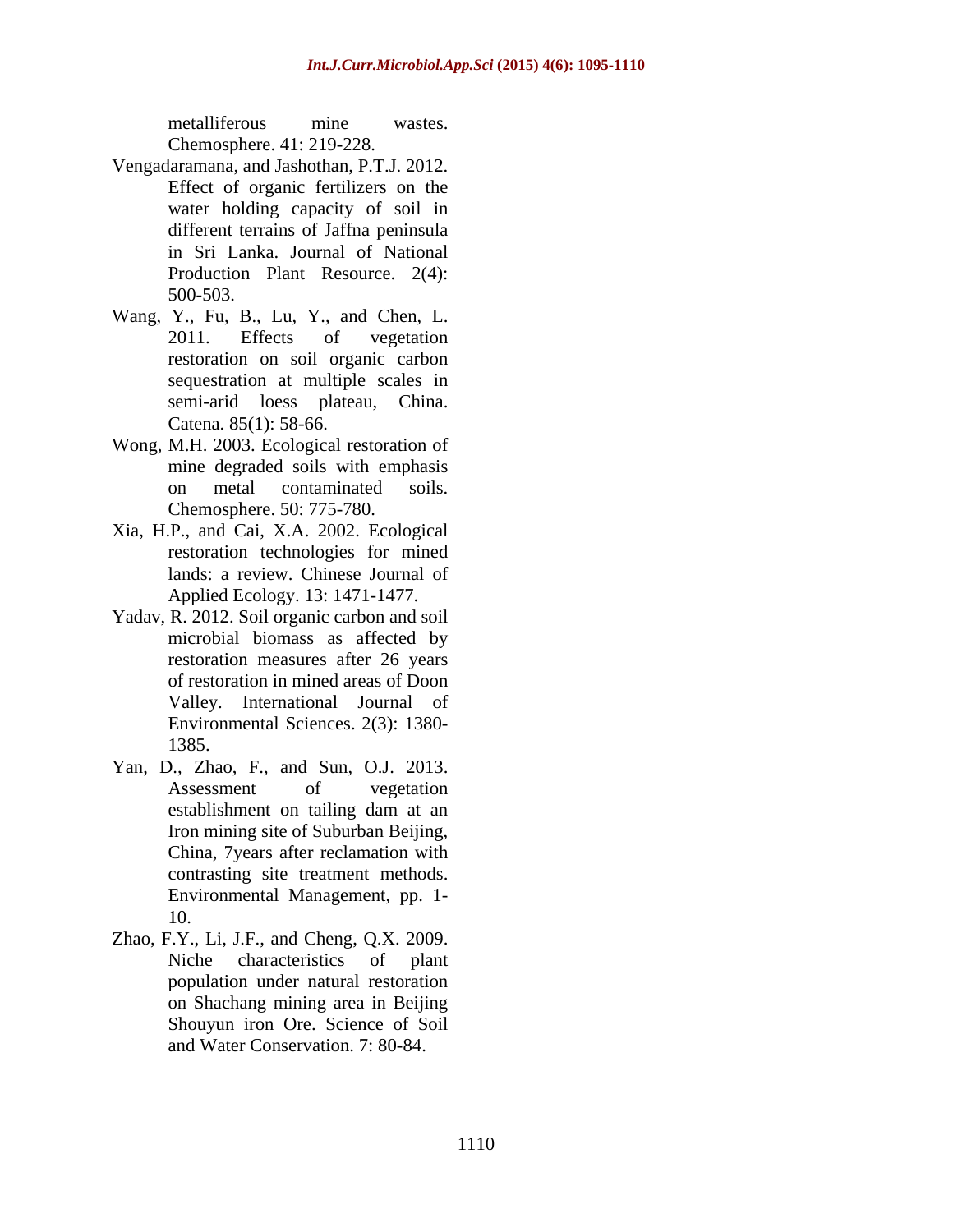metalliferous mine wastes. Chemosphere. 41: 219-228.

Vengadaramana, and Jashothan, P.T.J. 2012. Effect of organic fertilizers on the water holding capacity of soil in different terrains of Jaffna peninsula in Sri Lanka. Journal of National Production Plant Resource. 2(4): 500-503.

Wang, Y., Fu, B., Lu, Y., and Chen, L. 2011. Effects of vegetation restoration on soil organic carbon sequestration at multiple scales in semi-arid loess plateau, China. Catena. 85(1): 58-66.

Wong, M.H. 2003. Ecological restoration of mine degraded soils with emphasis on metal contaminated soils. Chemosphere. 50: 775-780.

Xia, H.P., and Cai, X.A. 2002. Ecological restoration technologies for mined lands: a review. Chinese Journal of Applied Ecology. 13: 1471-1477.

Yadav, R. 2012. Soil organic carbon and soil microbial biomass as affected by restoration measures after 26 years of restoration in mined areas of Doon Valley. International Journal of Environmental Sciences. 2(3): 1380-1385.

Yan, D., Zhao, F., and Sun, O.J. 2013. Assessment of vegetation establishment on tailing dam at an Iron mining site of Suburban Beijing, China, 7years after reclamation with contrasting site treatment methods. Environmental Management, pp. 1-10.

Zhao, F.Y., Li, J.F., and Cheng, Q.X. 2009. Niche characteristics of plant population under natural restoration on Shachang mining area in Beijing Shouyun iron Ore. Science of Soil and Water Conservation. 7: 80-84.